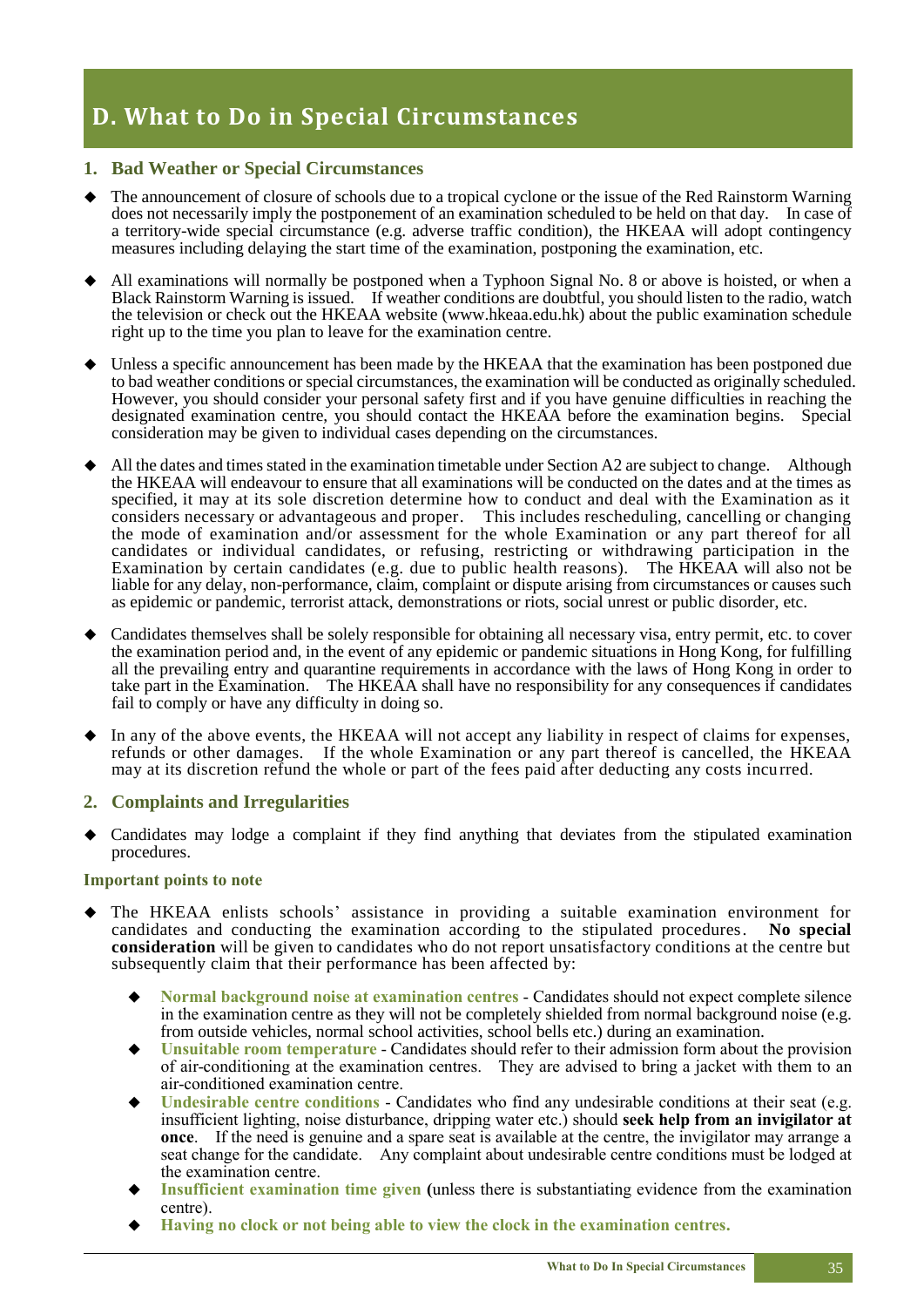# D. What to Do in Special Circumstances

## 1. Bad Weather or Special Circumstances

- The announcement of closure of schools due to a tropical cyclone or the issue of the Red Rainstorm Warning does not necessarily imply the postponement of an examination scheduled to be held on that day. In case of a territory-wide special circumstance (e.g. adverse traffic condition), the HKEAA will adopt contingency measures including delaying the start time of the examination, postponing the examination, etc.

- All examinations will normally be postponed when a Typhoon Signal No. 8 or above is hoisted, or when a Black Rainstorm Warning is issued. If weather conditions are doubtful, you should listen to the radio, watch the television or check out the HKEAA website (www.hkeaa.edu.hk) about the public examination schedule right up to the time you plan to leave for the examination centre.

- Unless a specific announcement has been made by the HKEAA that the examination has been postponed due to bad weather conditions or special circumstances, the examination will be conducted as originally scheduled. However, you should consider your personal safety first and if you have genuine difficulties in reaching the designated examination centre, you should contact the HKEAA before the examination begins. Special consideration may be given to individual cases depending on the circumstances.

- All the dates and times stated in the examination timetable under Section A2 are subject to change. Although the HKEAA will endeavour to ensure that all examinations will be conducted on the dates and at the times as specified, it may at its sole discretion determine how to conduct and deal with the Examination as it considers necessary or advantageous and proper. This includes rescheduling, cancelling or changing the mode of examination and/or assessment for the whole Examination or any part thereof for all candidates or individual candidates, or refusing, restricting or withdrawing participation in the Examination by certain candidates (e.g. due to public health reasons). The HKEAA will also not be liable for any delay, non-performance, claim, complaint or dispute arising from circumstances or causes such as epidemic or pandemic, terrorist attack, demonstrations or riots, social unrest or public disorder, etc.

- Candidates themselves shall be solely responsible for obtaining all necessary visa, entry permit, etc. to cover the examination period and, in the event of any epidemic or pandemic situations in Hong Kong, for fulfilling all the prevailing entry and quarantine requirements in accordance with the laws of Hong Kong in order to take part in the Examination. The HKEAA shall have no responsibility for any consequences if candidates fail to comply or have any difficulty in doing so.

- In any of the above events, the HKEAA will not accept any liability in respect of claims for expenses, refunds or other damages. If the whole Examination or any part thereof is cancelled, the HKEAA may at its discretion refund the whole or part of the fees paid after deducting any costs incurred.

## 2. Complaints and Irregularities

- Candidates may lodge a complaint if they find anything that deviates from the stipulated examination procedures.

### Important points to note

- The HKEAA enlists schools' assistance in providing a suitable examination environment for candidates and conducting the examination according to the stipulated procedures. **No special consideration** will be given to candidates who do not report unsatisfactory conditions at the centre but subsequently claim that their performance has been affected by:
  - **Normal background noise at examination centres** - Candidates should not expect complete silence in the examination centre as they will not be completely shielded from normal background noise (e.g. from outside vehicles, normal school activities, school bells etc.) during an examination.
  - **Unsuitable room temperature** - Candidates should refer to their admission form about the provision of air-conditioning at the examination centres. They are advised to bring a jacket with them to an air-conditioned examination centre.
  - **Undesirable centre conditions** - Candidates who find any undesirable conditions at their seat (e.g. insufficient lighting, noise disturbance, dripping water etc.) should **seek help from an invigilator at once**. If the need is genuine and a spare seat is available at the centre, the invigilator may arrange a seat change for the candidate. Any complaint about undesirable centre conditions must be lodged at the examination centre.
  - **Insufficient examination time given** (unless there is substantiating evidence from the examination centre).
  - **Having no clock or not being able to view the clock in the examination centres.**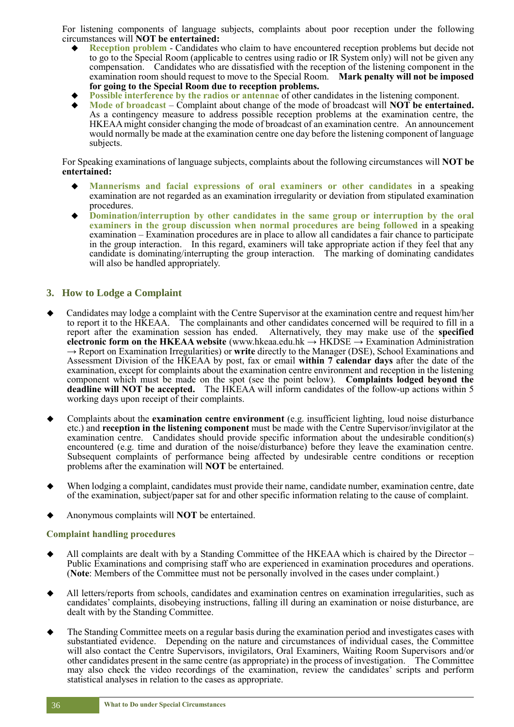For listening components of language subjects, complaints about poor reception under the following circumstances will **NOT be entertained:**

- **Reception problem** - Candidates who claim to have encountered reception problems but decide not to go to the Special Room (applicable to centres using radio or IR System only) will not be given any compensation. Candidates who are dissatisfied with the reception of the listening component in the examination room should request to move to the Special Room. **Mark penalty will not be imposed for going to the Special Room due to reception problems.**
- **Possible interference by the radios or antennae** of other candidates in the listening component.
- **Mode of broadcast** – Complaint about change of the mode of broadcast will **NOT be entertained.** As a contingency measure to address possible reception problems at the examination centre, the HKEAA might consider changing the mode of broadcast of an examination centre. An announcement would normally be made at the examination centre one day before the listening component of language subjects.

For Speaking examinations of language subjects, complaints about the following circumstances will **NOT be entertained:**

- **Mannerisms and facial expressions of oral examiners or other candidates** in a speaking examination are not regarded as an examination irregularity or deviation from stipulated examination procedures.
- **Domination/interruption by other candidates in the same group or interruption by the oral examiners in the group discussion when normal procedures are being followed** in a speaking examination – Examination procedures are in place to allow all candidates a fair chance to participate in the group interaction. In this regard, examiners will take appropriate action if they feel that any candidate is dominating/interrupting the group interaction. The marking of dominating candidates will also be handled appropriately.

## 3. How to Lodge a Complaint

- Candidates may lodge a complaint with the Centre Supervisor at the examination centre and request him/her to report it to the HKEAA. The complainants and other candidates concerned will be required to fill in a report after the examination session has ended. Alternatively, they may make use of the **specified electronic form on the HKEAA website** (www.hkeaa.edu.hk → HKDSE → Examination Administration → Report on Examination Irregularities) or **write** directly to the Manager (DSE), School Examinations and Assessment Division of the HKEAA by post, fax or email **within 7 calendar days** after the date of the examination, except for complaints about the examination centre environment and reception in the listening component which must be made on the spot (see the point below). **Complaints lodged beyond the deadline will NOT be accepted.** The HKEAA will inform candidates of the follow-up actions within 5 working days upon receipt of their complaints.

- Complaints about the **examination centre environment** (e.g. insufficient lighting, loud noise disturbance etc.) and **reception in the listening component** must be made with the Centre Supervisor/invigilator at the examination centre. Candidates should provide specific information about the undesirable condition(s) encountered (e.g. time and duration of the noise/disturbance) before they leave the examination centre. Subsequent complaints of performance being affected by undesirable centre conditions or reception problems after the examination will **NOT** be entertained.

- When lodging a complaint, candidates must provide their name, candidate number, examination centre, date of the examination, subject/paper sat for and other specific information relating to the cause of complaint.

- Anonymous complaints will **NOT** be entertained.

### Complaint handling procedures

- All complaints are dealt with by a Standing Committee of the HKEAA which is chaired by the Director – Public Examinations and comprising staff who are experienced in examination procedures and operations. (**Note**: Members of the Committee must not be personally involved in the cases under complaint.)

- All letters/reports from schools, candidates and examination centres on examination irregularities, such as candidates' complaints, disobeying instructions, falling ill during an examination or noise disturbance, are dealt with by the Standing Committee.

- The Standing Committee meets on a regular basis during the examination period and investigates cases with substantiated evidence. Depending on the nature and circumstances of individual cases, the Committee will also contact the Centre Supervisors, invigilators, Oral Examiners, Waiting Room Supervisors and/or other candidates present in the same centre (as appropriate) in the process of investigation. The Committee may also check the video recordings of the examination, review the candidates' scripts and perform statistical analyses in relation to the cases as appropriate.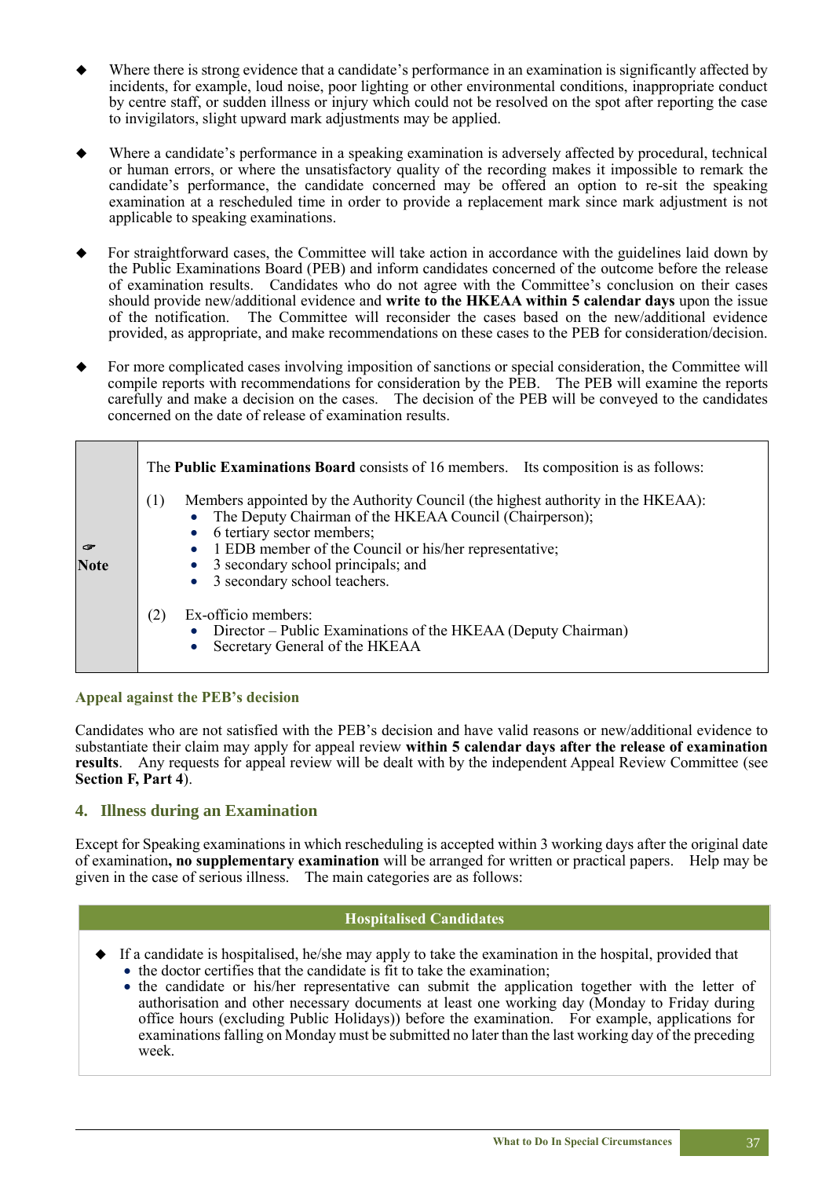- Where there is strong evidence that a candidate's performance in an examination is significantly affected by incidents, for example, loud noise, poor lighting or other environmental conditions, inappropriate conduct by centre staff, or sudden illness or injury which could not be resolved on the spot after reporting the case to invigilators, slight upward mark adjustments may be applied.

- Where a candidate's performance in a speaking examination is adversely affected by procedural, technical or human errors, or where the unsatisfactory quality of the recording makes it impossible to remark the candidate's performance, the candidate concerned may be offered an option to re-sit the speaking examination at a rescheduled time in order to provide a replacement mark since mark adjustment is not applicable to speaking examinations.

- For straightforward cases, the Committee will take action in accordance with the guidelines laid down by the Public Examinations Board (PEB) and inform candidates concerned of the outcome before the release of examination results. Candidates who do not agree with the Committee's conclusion on their cases should provide new/additional evidence and **write to the HKEAA within 5 calendar days** upon the issue of the notification. The Committee will reconsider the cases based on the new/additional evidence provided, as appropriate, and make recommendations on these cases to the PEB for consideration/decision.

- For more complicated cases involving imposition of sanctions or special consideration, the Committee will compile reports with recommendations for consideration by the PEB. The PEB will examine the reports carefully and make a decision on the cases. The decision of the PEB will be conveyed to the candidates concerned on the date of release of examination results.

> ☞ **Note**
>
> The **Public Examinations Board** consists of 16 members. Its composition is as follows:
>
> (1) Members appointed by the Authority Council (the highest authority in the HKEAA):
> - The Deputy Chairman of the HKEAA Council (Chairperson);
> - 6 tertiary sector members;
> - 1 EDB member of the Council or his/her representative;
> - 3 secondary school principals; and
> - 3 secondary school teachers.
>
> (2) Ex-officio members:
> - Director – Public Examinations of the HKEAA (Deputy Chairman)
> - Secretary General of the HKEAA

### Appeal against the PEB's decision

Candidates who are not satisfied with the PEB's decision and have valid reasons or new/additional evidence to substantiate their claim may apply for appeal review **within 5 calendar days after the release of examination results**. Any requests for appeal review will be dealt with by the independent Appeal Review Committee (see **Section F, Part 4**).

## 4. Illness during an Examination

Except for Speaking examinations in which rescheduling is accepted within 3 working days after the original date of examination**, no supplementary examination** will be arranged for written or practical papers. Help may be given in the case of serious illness. The main categories are as follows:

### Hospitalised Candidates

- If a candidate is hospitalised, he/she may apply to take the examination in the hospital, provided that
  - the doctor certifies that the candidate is fit to take the examination;
  - the candidate or his/her representative can submit the application together with the letter of authorisation and other necessary documents at least one working day (Monday to Friday during office hours (excluding Public Holidays)) before the examination. For example, applications for examinations falling on Monday must be submitted no later than the last working day of the preceding week.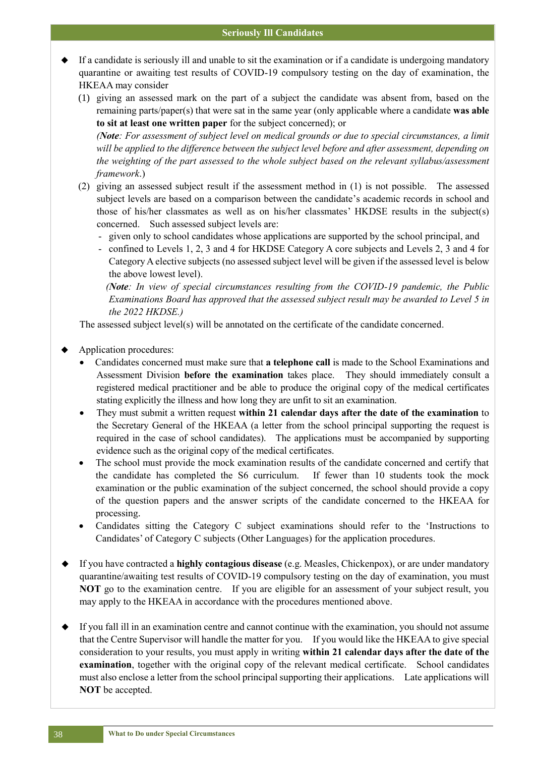## Seriously Ill Candidates

- If a candidate is seriously ill and unable to sit the examination or if a candidate is undergoing mandatory quarantine or awaiting test results of COVID-19 compulsory testing on the day of examination, the HKEAA may consider
  1. giving an assessed mark on the part of a subject the candidate was absent from, based on the remaining parts/paper(s) that were sat in the same year (only applicable where a candidate **was able to sit at least one written paper** for the subject concerned); or
     *(**Note**: For assessment of subject level on medical grounds or due to special circumstances, a limit will be applied to the difference between the subject level before and after assessment, depending on the weighting of the part assessed to the whole subject based on the relevant syllabus/assessment framework.)*
  2. giving an assessed subject result if the assessment method in (1) is not possible. The assessed subject levels are based on a comparison between the candidate's academic records in school and those of his/her classmates as well as on his/her classmates' HKDSE results in the subject(s) concerned. Such assessed subject levels are:
     - given only to school candidates whose applications are supported by the school principal, and
     - confined to Levels 1, 2, 3 and 4 for HKDSE Category A core subjects and Levels 2, 3 and 4 for Category A elective subjects (no assessed subject level will be given if the assessed level is below the above lowest level).

     *(**Note**: In view of special circumstances resulting from the COVID-19 pandemic, the Public Examinations Board has approved that the assessed subject result may be awarded to Level 5 in the 2022 HKDSE.)*

  The assessed subject level(s) will be annotated on the certificate of the candidate concerned.

- Application procedures:
  - Candidates concerned must make sure that **a telephone call** is made to the School Examinations and Assessment Division **before the examination** takes place. They should immediately consult a registered medical practitioner and be able to produce the original copy of the medical certificates stating explicitly the illness and how long they are unfit to sit an examination.
  - They must submit a written request **within 21 calendar days after the date of the examination** to the Secretary General of the HKEAA (a letter from the school principal supporting the request is required in the case of school candidates). The applications must be accompanied by supporting evidence such as the original copy of the medical certificates.
  - The school must provide the mock examination results of the candidate concerned and certify that the candidate has completed the S6 curriculum. If fewer than 10 students took the mock examination or the public examination of the subject concerned, the school should provide a copy of the question papers and the answer scripts of the candidate concerned to the HKEAA for processing.
  - Candidates sitting the Category C subject examinations should refer to the 'Instructions to Candidates' of Category C subjects (Other Languages) for the application procedures.

- If you have contracted a **highly contagious disease** (e.g. Measles, Chickenpox), or are under mandatory quarantine/awaiting test results of COVID-19 compulsory testing on the day of examination, you must **NOT** go to the examination centre. If you are eligible for an assessment of your subject result, you may apply to the HKEAA in accordance with the procedures mentioned above.

- If you fall ill in an examination centre and cannot continue with the examination, you should not assume that the Centre Supervisor will handle the matter for you. If you would like the HKEAA to give special consideration to your results, you must apply in writing **within 21 calendar days after the date of the examination**, together with the original copy of the relevant medical certificate. School candidates must also enclose a letter from the school principal supporting their applications. Late applications will **NOT** be accepted.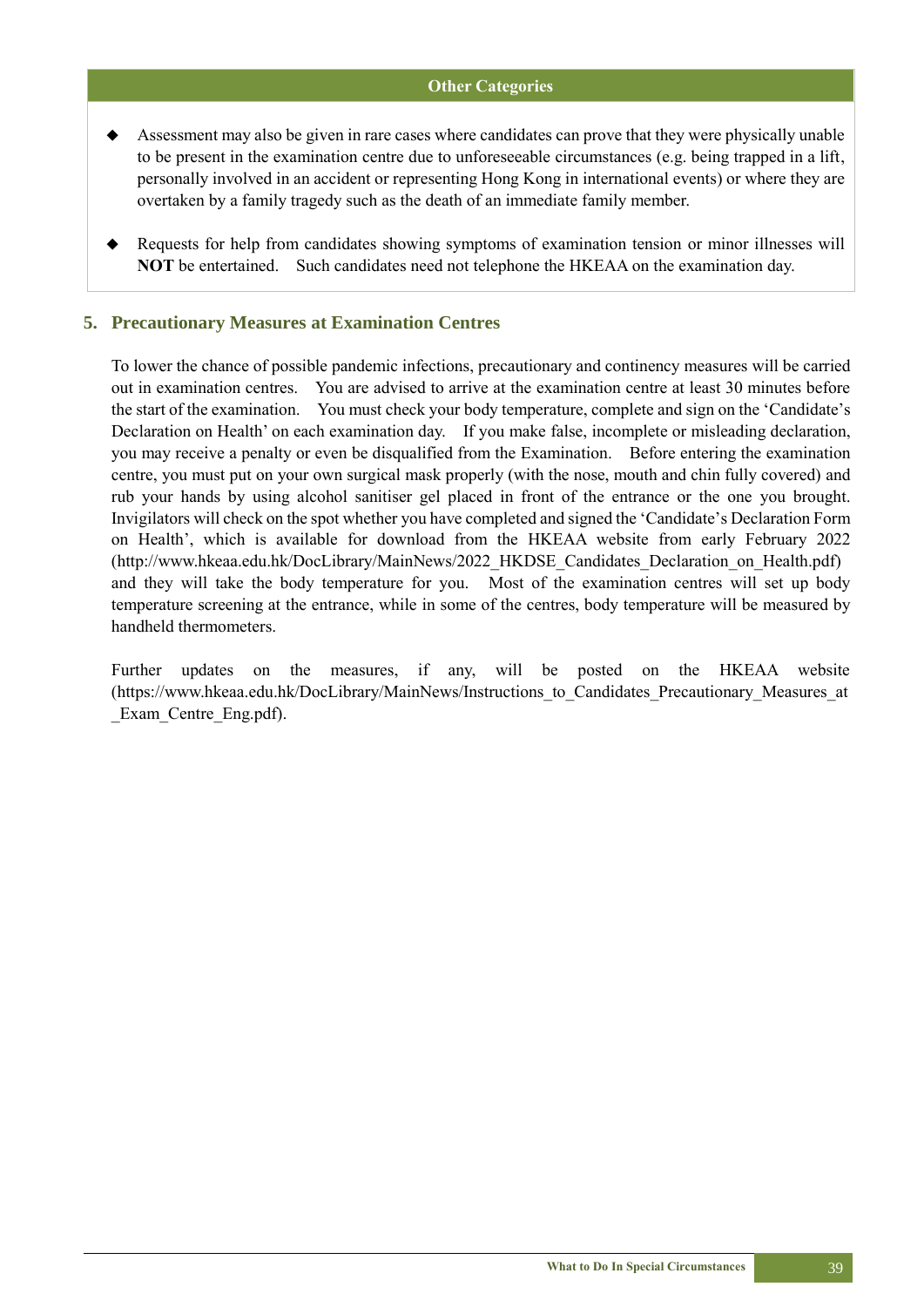**Other Categories**

- Assessment may also be given in rare cases where candidates can prove that they were physically unable to be present in the examination centre due to unforeseeable circumstances (e.g. being trapped in a lift, personally involved in an accident or representing Hong Kong in international events) or where they are overtaken by a family tragedy such as the death of an immediate family member.

- Requests for help from candidates showing symptoms of examination tension or minor illnesses will **NOT** be entertained. Such candidates need not telephone the HKEAA on the examination day.

## 5. Precautionary Measures at Examination Centres

To lower the chance of possible pandemic infections, precautionary and continency measures will be carried out in examination centres. You are advised to arrive at the examination centre at least 30 minutes before the start of the examination. You must check your body temperature, complete and sign on the 'Candidate's Declaration on Health' on each examination day. If you make false, incomplete or misleading declaration, you may receive a penalty or even be disqualified from the Examination. Before entering the examination centre, you must put on your own surgical mask properly (with the nose, mouth and chin fully covered) and rub your hands by using alcohol sanitiser gel placed in front of the entrance or the one you brought. Invigilators will check on the spot whether you have completed and signed the 'Candidate's Declaration Form on Health', which is available for download from the HKEAA website from early February 2022 (http://www.hkeaa.edu.hk/DocLibrary/MainNews/2022_HKDSE_Candidates_Declaration_on_Health.pdf) and they will take the body temperature for you. Most of the examination centres will set up body temperature screening at the entrance, while in some of the centres, body temperature will be measured by handheld thermometers.

Further updates on the measures, if any, will be posted on the HKEAA website (https://www.hkeaa.edu.hk/DocLibrary/MainNews/Instructions_to_Candidates_Precautionary_Measures_at_Exam_Centre_Eng.pdf).